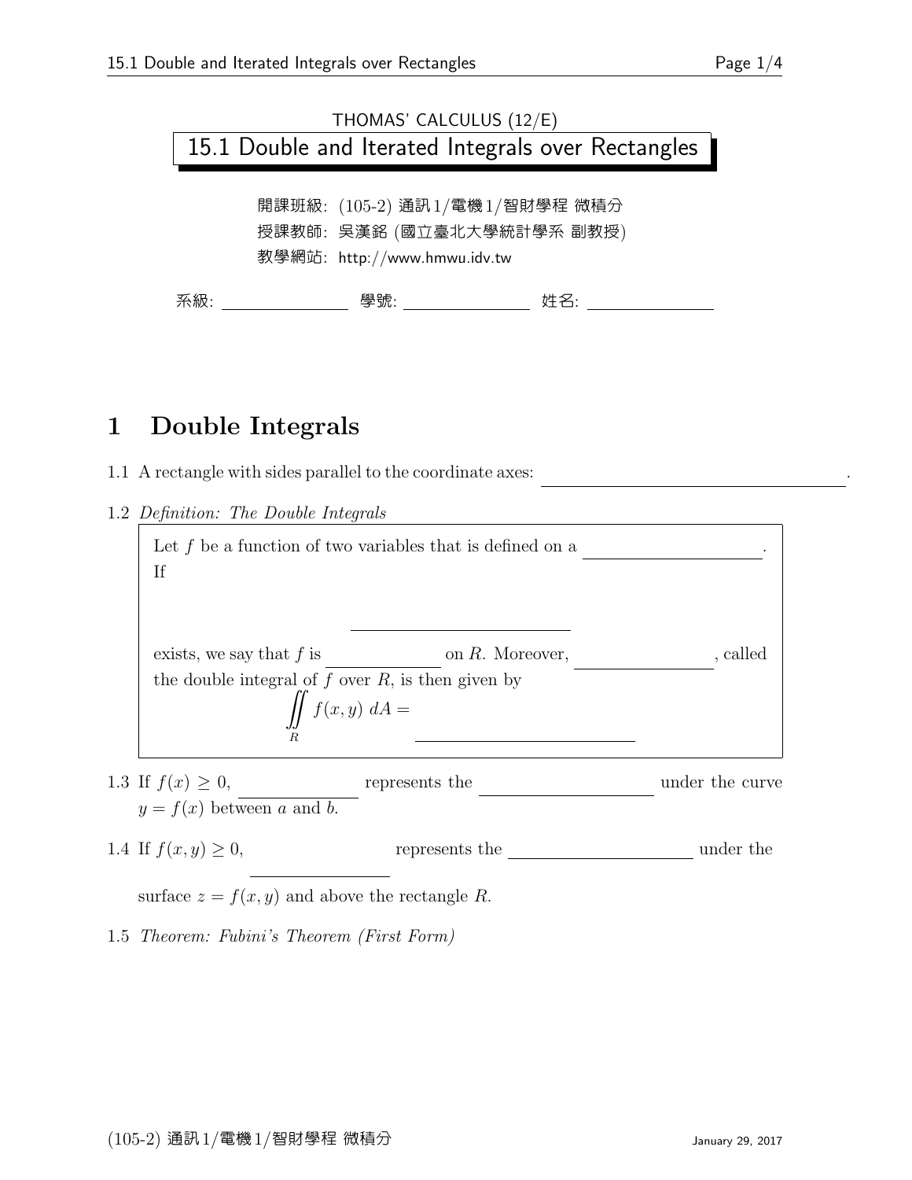THOMAS' CALCULUS (12/E)

# 15.1 Double and Iterated Integrals over Rectangles

開課班級: (105-2) 通訊1/電機1/智財學程 微積分

授課教師: 吳漢銘 (國立臺北大學統計學系 副教授)

教學網站: http://www.hmwu.idv.tw

系級: ______________ 學號: ______________ 姓名: ______________

## 1 Double Integrals

1.1 A rectangle with sides parallel to the coordinate axes: ______________________________.

1.2 *Definition: The Double Integrals*

> Let $f$ be a function of two variables that is defined on a ____________________.
> If
>
> ______________________________
>
> exists, we say that $f$ is ______________ on $R$. Moreover, ________________, called the double integral of $f$ over $R$, is then given by
>
> $$\iint_R f(x, y)\; dA = \underline{\hspace{6cm}}$$

1.3 If $f(x) \geq 0$, ______________ represents the ____________________ under the curve $y = f(x)$ between $a$ and $b$.

1.4 If $f(x, y) \geq 0$, ______________ represents the ____________________ under the surface $z = f(x, y)$ and above the rectangle $R$.

1.5 *Theorem: Fubini's Theorem (First Form)*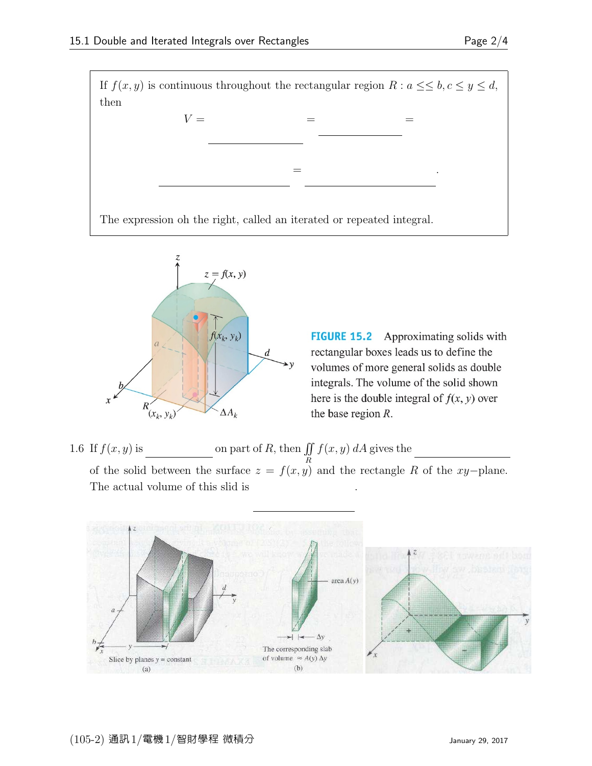If $f(x, y)$ is continuous throughout the rectangular region $R : a \leq\leq b, c \leq y \leq d$, then

$$V = \underline{\hspace{4cm}} = \underline{\hspace{4cm}} =$$

$$\underline{\hspace{5cm}} = \underline{\hspace{5cm}} .$$

The expression oh the right, called an iterated or repeated integral.

**FIGURE 15.2** Approximating solids with rectangular boxes leads us to define the volumes of more general solids as double integrals. The volume of the solid shown here is the double integral of $f(x, y)$ over the base region $R$.

1.6 If $f(x, y)$ is \_\_\_\_\_\_\_\_\_\_\_\_ on part of $R$, then $\iint\limits_R f(x, y)\, dA$ gives the \_\_\_\_\_\_\_\_\_\_\_\_\_\_\_\_ of the solid between the surface $z = f(x, y)$ and the rectangle $R$ of the $xy-$plane. The actual volume of this slid is \_\_\_\_\_\_\_\_\_\_\_\_\_\_\_\_.

Slice by planes $y$ = constant
(a)

The corresponding slab of volume $\approx A(y)\,\Delta y$
(b)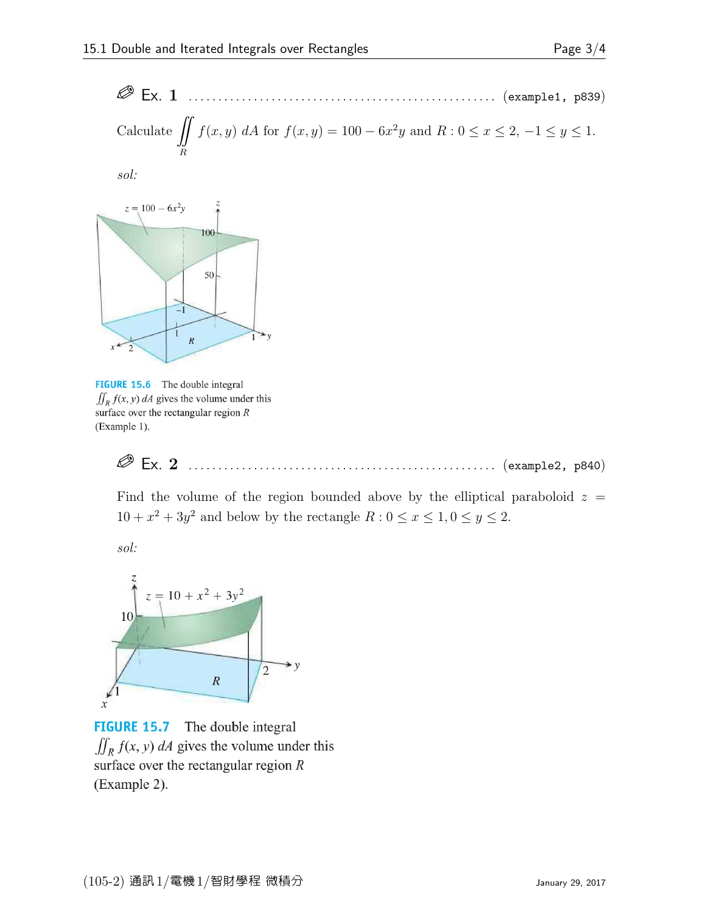**Ex. 1** .................................................. (example1, p839)

Calculate $\displaystyle\iint_R f(x,y)\,dA$ for $f(x,y) = 100 - 6x^2y$ and $R : 0 \le x \le 2,\ -1 \le y \le 1.$

*sol:*

FIGURE 15.6 The double integral $\iint_R f(x, y)\, dA$ gives the volume under this surface over the rectangular region $R$ (Example 1).

**Ex. 2** .................................................. (example2, p840)

Find the volume of the region bounded above by the elliptical paraboloid $z = 10 + x^2 + 3y^2$ and below by the rectangle $R : 0 \le x \le 1, 0 \le y \le 2.$

*sol:*

FIGURE 15.7 The double integral $\iint_R f(x, y)\, dA$ gives the volume under this surface over the rectangular region $R$ (Example 2).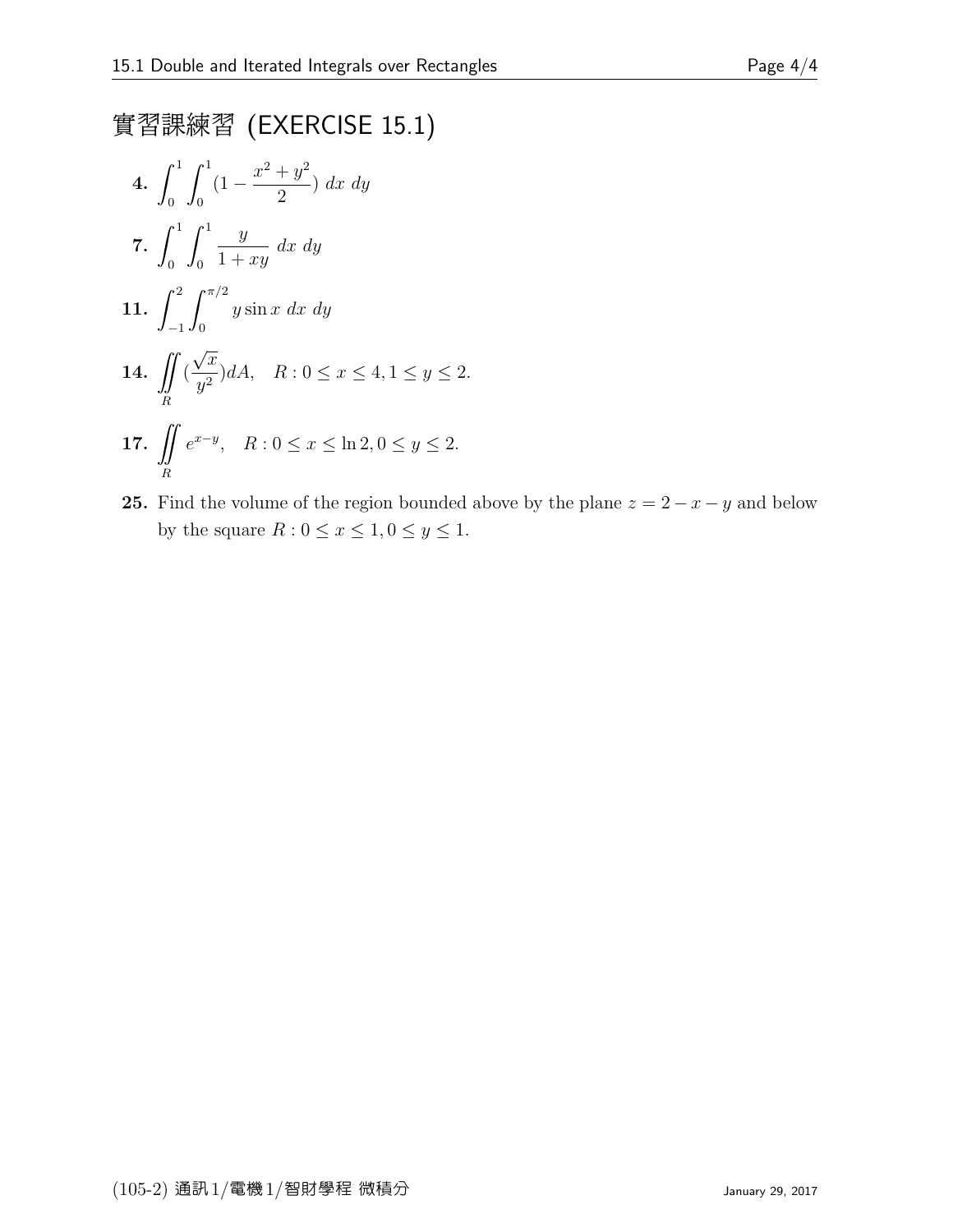# 實習課練習 (EXERCISE 15.1)

**4.** $\displaystyle\int_0^1 \int_0^1 (1 - \frac{x^2+y^2}{2})\ dx\ dy$

**7.** $\displaystyle\int_0^1 \int_0^1 \frac{y}{1+xy}\ dx\ dy$

**11.** $\displaystyle\int_{-1}^2 \int_0^{\pi/2} y \sin x\ dx\ dy$

**14.** $\displaystyle\iint_R (\frac{\sqrt{x}}{y^2}) dA, \quad R: 0 \le x \le 4, 1 \le y \le 2.$

**17.** $\displaystyle\iint_R e^{x-y}, \quad R: 0 \le x \le \ln 2, 0 \le y \le 2.$

**25.** Find the volume of the region bounded above by the plane $z = 2 - x - y$ and below by the square $R: 0 \le x \le 1, 0 \le y \le 1$.